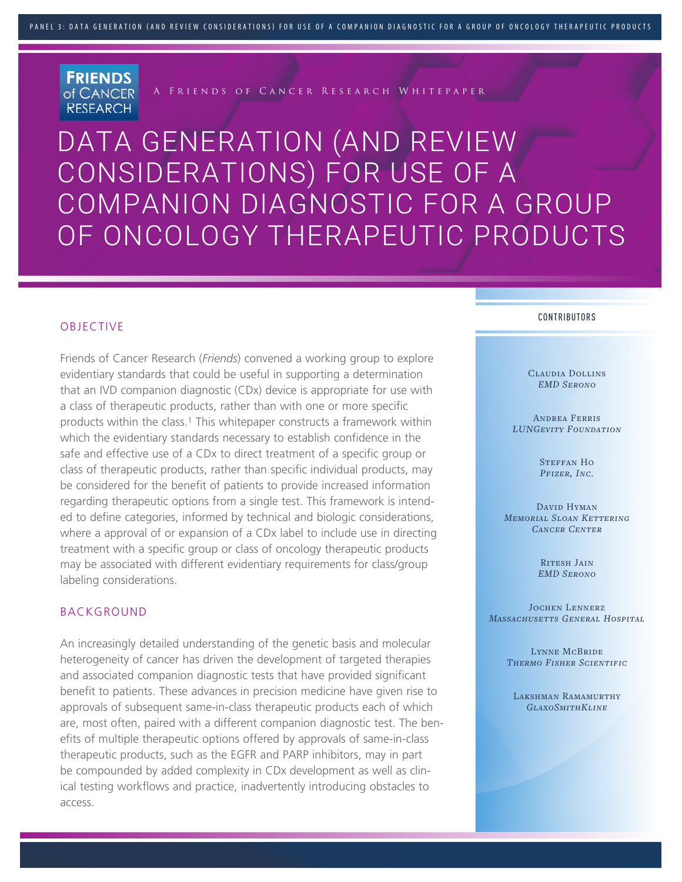A Friends of Cancer Research Whitepaper

# DATA GENERATION (AND REVIEW CONSIDERATIONS) FOR USE OF A COMPANION DIAGNOSTIC FOR A GROUP OF ONCOLOGY THERAPEUTIC PRODUCTS

## OBJECTIVE

Friends of Cancer Research (*Friends*) convened a working group to explore evidentiary standards that could be useful in supporting a determination that an IVD companion diagnostic (CDx) device is appropriate for use with a class of therapeutic products, rather than with one or more specific products within the class.[1] This whitepaper constructs a framework within which the evidentiary standards necessary to establish confidence in the safe and effective use of a CDx to direct treatment of a specific group or class of therapeutic products, rather than specific individual products, may be considered for the benefit of patients to provide increased information regarding therapeutic options from a single test. This framework is intended to define categories, informed by technical and biologic considerations, where a approval of or expansion of a CDx label to include use in directing treatment with a specific group or class of oncology therapeutic products may be associated with different evidentiary requirements for class/group labeling considerations.

## BACKGROUND

An increasingly detailed understanding of the genetic basis and molecular heterogeneity of cancer has driven the development of targeted therapies and associated companion diagnostic tests that have provided significant benefit to patients. These advances in precision medicine have given rise to approvals of subsequent same-in-class therapeutic products each of which are, most often, paired with a different companion diagnostic test. The benefits of multiple therapeutic options offered by approvals of same-in-class therapeutic products, such as the EGFR and PARP inhibitors, may in part be compounded by added complexity in CDx development as well as clinical testing workflows and practice, inadvertently introducing obstacles to access.

### CONTRIBUTORS

Claudia Dollins
*EMD Serono*

Andrea Ferris
*LUNGevity Foundation*

Steffan Ho
*Pfizer, Inc.*

David Hyman
*Memorial Sloan Kettering Cancer Center*

Ritesh Jain
*EMD Serono*

Jochen Lennerz
*Massachusetts General Hospital*

Lynne McBride
*Thermo Fisher Scientific*

Lakshman Ramamurthy
*GlaxoSmithKline*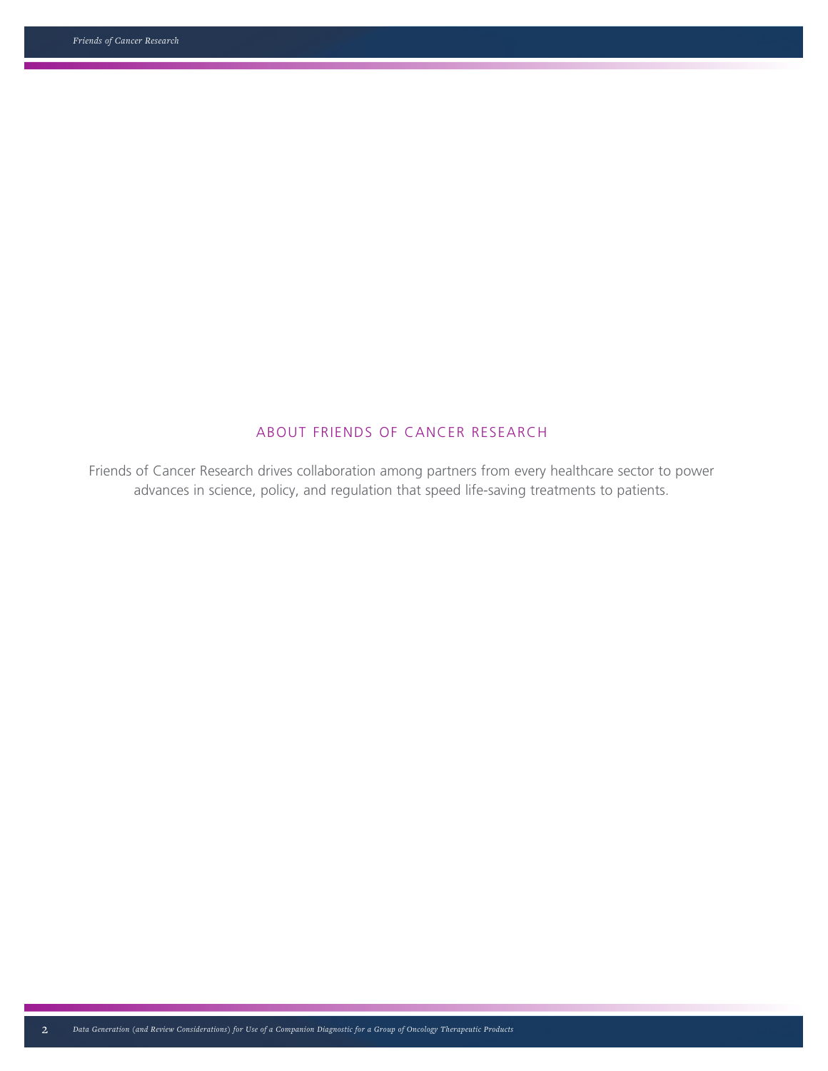## ABOUT FRIENDS OF CANCER RESEARCH

Friends of Cancer Research drives collaboration among partners from every healthcare sector to power advances in science, policy, and regulation that speed life-saving treatments to patients.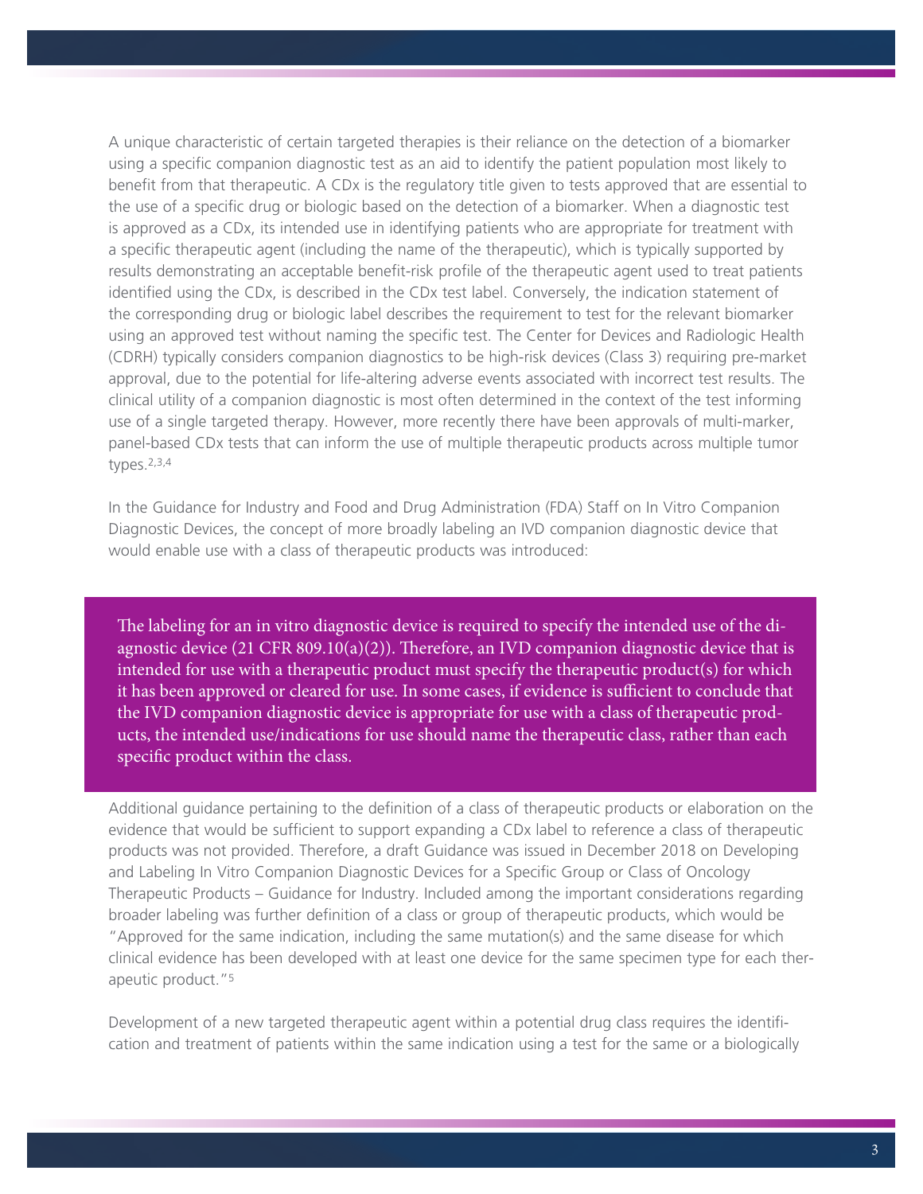A unique characteristic of certain targeted therapies is their reliance on the detection of a biomarker using a specific companion diagnostic test as an aid to identify the patient population most likely to benefit from that therapeutic. A CDx is the regulatory title given to tests approved that are essential to the use of a specific drug or biologic based on the detection of a biomarker. When a diagnostic test is approved as a CDx, its intended use in identifying patients who are appropriate for treatment with a specific therapeutic agent (including the name of the therapeutic), which is typically supported by results demonstrating an acceptable benefit-risk profile of the therapeutic agent used to treat patients identified using the CDx, is described in the CDx test label. Conversely, the indication statement of the corresponding drug or biologic label describes the requirement to test for the relevant biomarker using an approved test without naming the specific test. The Center for Devices and Radiologic Health (CDRH) typically considers companion diagnostics to be high-risk devices (Class 3) requiring pre-market approval, due to the potential for life-altering adverse events associated with incorrect test results. The clinical utility of a companion diagnostic is most often determined in the context of the test informing use of a single targeted therapy. However, more recently there have been approvals of multi-marker, panel-based CDx tests that can inform the use of multiple therapeutic products across multiple tumor types.[2,3,4]

In the Guidance for Industry and Food and Drug Administration (FDA) Staff on In Vitro Companion Diagnostic Devices, the concept of more broadly labeling an IVD companion diagnostic device that would enable use with a class of therapeutic products was introduced:

> The labeling for an in vitro diagnostic device is required to specify the intended use of the diagnostic device (21 CFR 809.10(a)(2)). Therefore, an IVD companion diagnostic device that is intended for use with a therapeutic product must specify the therapeutic product(s) for which it has been approved or cleared for use. In some cases, if evidence is sufficient to conclude that the IVD companion diagnostic device is appropriate for use with a class of therapeutic products, the intended use/indications for use should name the therapeutic class, rather than each specific product within the class.

Additional guidance pertaining to the definition of a class of therapeutic products or elaboration on the evidence that would be sufficient to support expanding a CDx label to reference a class of therapeutic products was not provided. Therefore, a draft Guidance was issued in December 2018 on Developing and Labeling In Vitro Companion Diagnostic Devices for a Specific Group or Class of Oncology Therapeutic Products – Guidance for Industry. Included among the important considerations regarding broader labeling was further definition of a class or group of therapeutic products, which would be "Approved for the same indication, including the same mutation(s) and the same disease for which clinical evidence has been developed with at least one device for the same specimen type for each therapeutic product."[5]

Development of a new targeted therapeutic agent within a potential drug class requires the identification and treatment of patients within the same indication using a test for the same or a biologically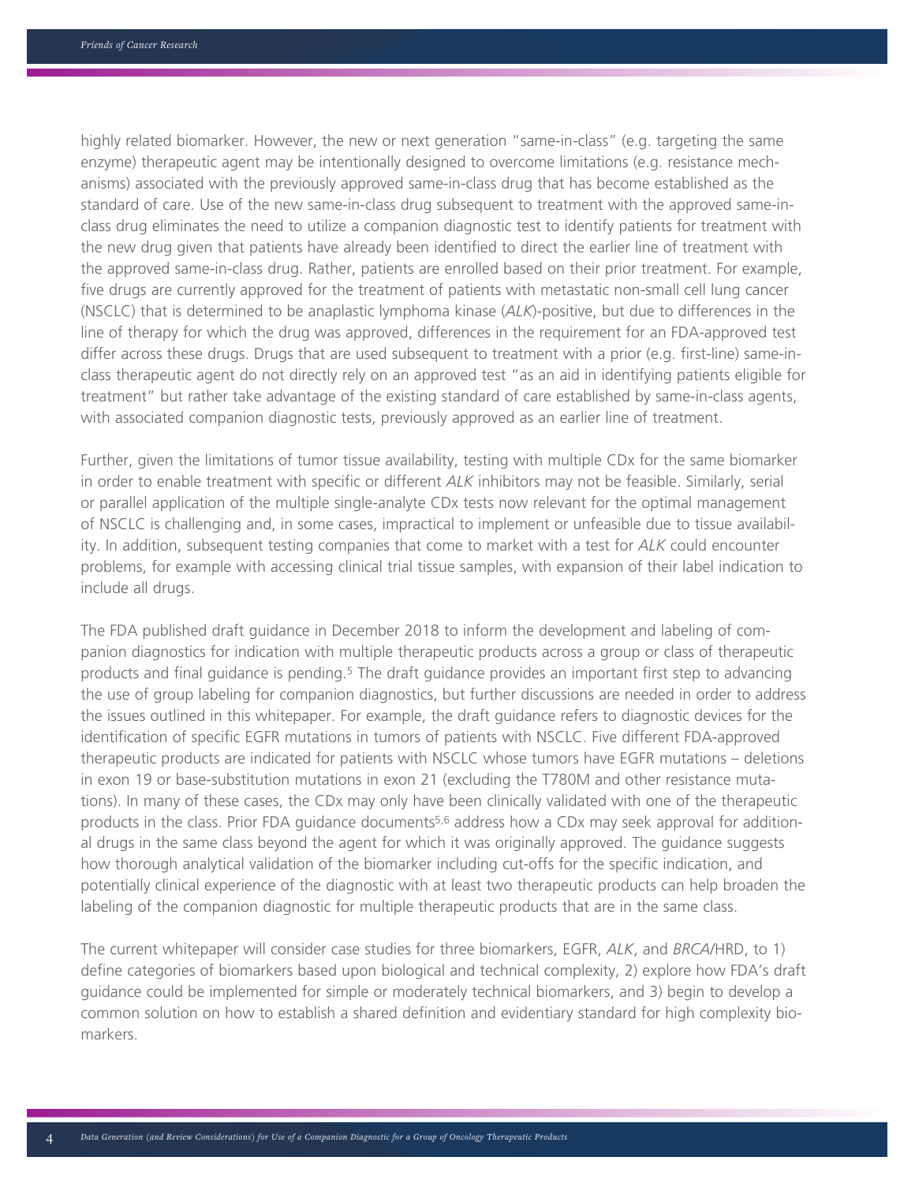highly related biomarker. However, the new or next generation "same-in-class" (e.g. targeting the same enzyme) therapeutic agent may be intentionally designed to overcome limitations (e.g. resistance mechanisms) associated with the previously approved same-in-class drug that has become established as the standard of care. Use of the new same-in-class drug subsequent to treatment with the approved same-in-class drug eliminates the need to utilize a companion diagnostic test to identify patients for treatment with the new drug given that patients have already been identified to direct the earlier line of treatment with the approved same-in-class drug. Rather, patients are enrolled based on their prior treatment. For example, five drugs are currently approved for the treatment of patients with metastatic non-small cell lung cancer (NSCLC) that is determined to be anaplastic lymphoma kinase (*ALK*)-positive, but due to differences in the line of therapy for which the drug was approved, differences in the requirement for an FDA-approved test differ across these drugs. Drugs that are used subsequent to treatment with a prior (e.g. first-line) same-in-class therapeutic agent do not directly rely on an approved test "as an aid in identifying patients eligible for treatment" but rather take advantage of the existing standard of care established by same-in-class agents, with associated companion diagnostic tests, previously approved as an earlier line of treatment.

Further, given the limitations of tumor tissue availability, testing with multiple CDx for the same biomarker in order to enable treatment with specific or different *ALK* inhibitors may not be feasible. Similarly, serial or parallel application of the multiple single-analyte CDx tests now relevant for the optimal management of NSCLC is challenging and, in some cases, impractical to implement or unfeasible due to tissue availability. In addition, subsequent testing companies that come to market with a test for *ALK* could encounter problems, for example with accessing clinical trial tissue samples, with expansion of their label indication to include all drugs.

The FDA published draft guidance in December 2018 to inform the development and labeling of companion diagnostics for indication with multiple therapeutic products across a group or class of therapeutic products and final guidance is pending.[5] The draft guidance provides an important first step to advancing the use of group labeling for companion diagnostics, but further discussions are needed in order to address the issues outlined in this whitepaper. For example, the draft guidance refers to diagnostic devices for the identification of specific EGFR mutations in tumors of patients with NSCLC. Five different FDA-approved therapeutic products are indicated for patients with NSCLC whose tumors have EGFR mutations – deletions in exon 19 or base-substitution mutations in exon 21 (excluding the T780M and other resistance mutations). In many of these cases, the CDx may only have been clinically validated with one of the therapeutic products in the class. Prior FDA guidance documents[5,6] address how a CDx may seek approval for additional drugs in the same class beyond the agent for which it was originally approved. The guidance suggests how thorough analytical validation of the biomarker including cut-offs for the specific indication, and potentially clinical experience of the diagnostic with at least two therapeutic products can help broaden the labeling of the companion diagnostic for multiple therapeutic products that are in the same class.

The current whitepaper will consider case studies for three biomarkers, EGFR, *ALK*, and *BRCA*/HRD, to 1) define categories of biomarkers based upon biological and technical complexity, 2) explore how FDA's draft guidance could be implemented for simple or moderately technical biomarkers, and 3) begin to develop a common solution on how to establish a shared definition and evidentiary standard for high complexity biomarkers.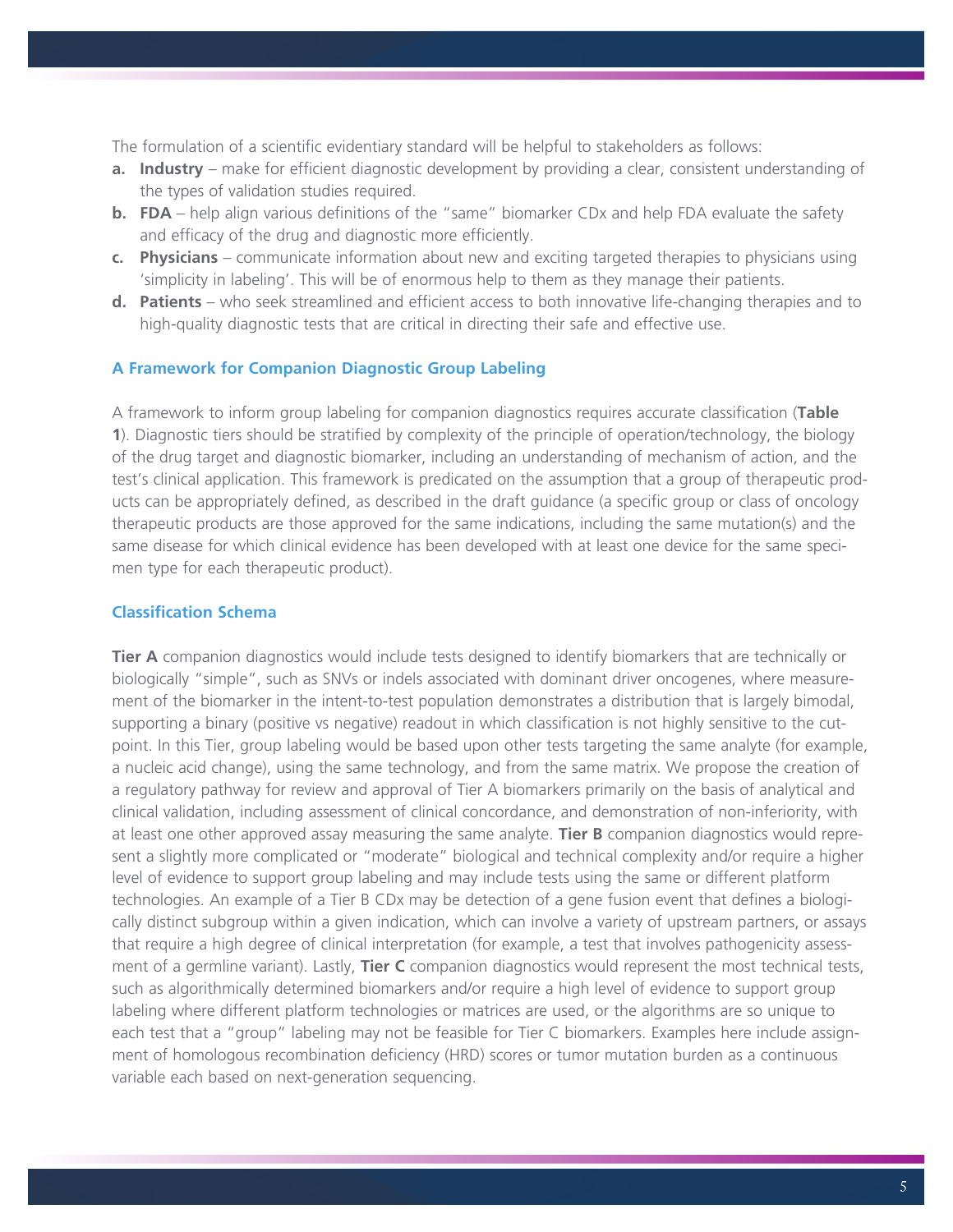The formulation of a scientific evidentiary standard will be helpful to stakeholders as follows:

**a. Industry** – make for efficient diagnostic development by providing a clear, consistent understanding of the types of validation studies required.

**b. FDA** – help align various definitions of the "same" biomarker CDx and help FDA evaluate the safety and efficacy of the drug and diagnostic more efficiently.

**c. Physicians** – communicate information about new and exciting targeted therapies to physicians using 'simplicity in labeling'. This will be of enormous help to them as they manage their patients.

**d. Patients** – who seek streamlined and efficient access to both innovative life-changing therapies and to high-quality diagnostic tests that are critical in directing their safe and effective use.

### A Framework for Companion Diagnostic Group Labeling

A framework to inform group labeling for companion diagnostics requires accurate classification (**Table 1**). Diagnostic tiers should be stratified by complexity of the principle of operation/technology, the biology of the drug target and diagnostic biomarker, including an understanding of mechanism of action, and the test's clinical application. This framework is predicated on the assumption that a group of therapeutic products can be appropriately defined, as described in the draft guidance (a specific group or class of oncology therapeutic products are those approved for the same indications, including the same mutation(s) and the same disease for which clinical evidence has been developed with at least one device for the same specimen type for each therapeutic product).

### Classification Schema

**Tier A** companion diagnostics would include tests designed to identify biomarkers that are technically or biologically "simple", such as SNVs or indels associated with dominant driver oncogenes, where measurement of the biomarker in the intent-to-test population demonstrates a distribution that is largely bimodal, supporting a binary (positive vs negative) readout in which classification is not highly sensitive to the cutpoint. In this Tier, group labeling would be based upon other tests targeting the same analyte (for example, a nucleic acid change), using the same technology, and from the same matrix. We propose the creation of a regulatory pathway for review and approval of Tier A biomarkers primarily on the basis of analytical and clinical validation, including assessment of clinical concordance, and demonstration of non-inferiority, with at least one other approved assay measuring the same analyte. **Tier B** companion diagnostics would represent a slightly more complicated or "moderate" biological and technical complexity and/or require a higher level of evidence to support group labeling and may include tests using the same or different platform technologies. An example of a Tier B CDx may be detection of a gene fusion event that defines a biologically distinct subgroup within a given indication, which can involve a variety of upstream partners, or assays that require a high degree of clinical interpretation (for example, a test that involves pathogenicity assessment of a germline variant). Lastly, **Tier C** companion diagnostics would represent the most technical tests, such as algorithmically determined biomarkers and/or require a high level of evidence to support group labeling where different platform technologies or matrices are used, or the algorithms are so unique to each test that a "group" labeling may not be feasible for Tier C biomarkers. Examples here include assignment of homologous recombination deficiency (HRD) scores or tumor mutation burden as a continuous variable each based on next-generation sequencing.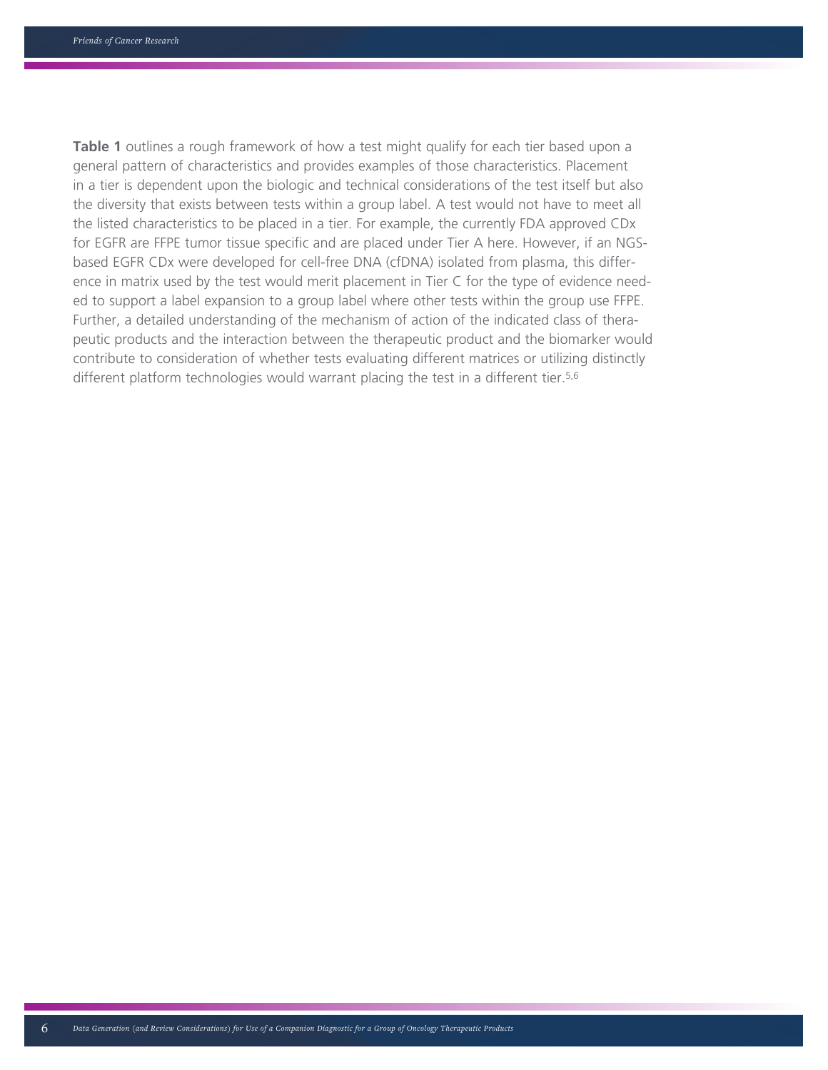**Table 1** outlines a rough framework of how a test might qualify for each tier based upon a general pattern of characteristics and provides examples of those characteristics. Placement in a tier is dependent upon the biologic and technical considerations of the test itself but also the diversity that exists between tests within a group label. A test would not have to meet all the listed characteristics to be placed in a tier. For example, the currently FDA approved CDx for EGFR are FFPE tumor tissue specific and are placed under Tier A here. However, if an NGS-based EGFR CDx were developed for cell-free DNA (cfDNA) isolated from plasma, this difference in matrix used by the test would merit placement in Tier C for the type of evidence needed to support a label expansion to a group label where other tests within the group use FFPE. Further, a detailed understanding of the mechanism of action of the indicated class of therapeutic products and the interaction between the therapeutic product and the biomarker would contribute to consideration of whether tests evaluating different matrices or utilizing distinctly different platform technologies would warrant placing the test in a different tier.[5,6]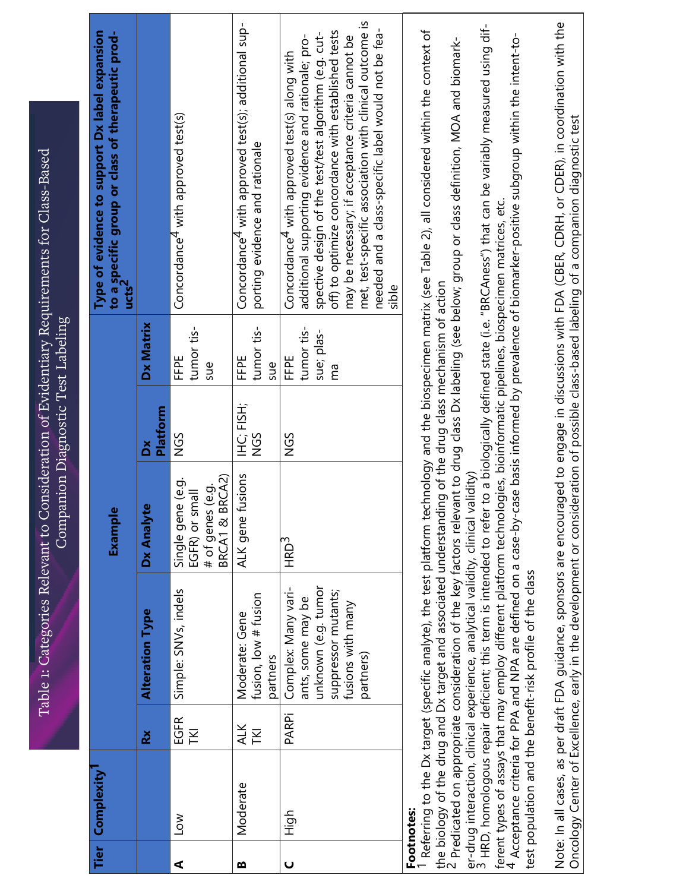# Table 1: Categories Relevant to Consideration of Evidentiary Requirements for Class-Based Companion Diagnostic Test Labeling

| Tier | Complexity[1] | Example | | | | | Type of evidence to support Dx label expansion to a specific group or class of therapeutic products[2] |
|---|---|---|---|---|---|---|---|
| | | Rx | Alteration Type | Dx Analyte | Dx Platform | Dx Matrix | |
| A | Low | EGFR TKI | Simple: SNVs, indels | Single gene (e.g. EGFR) or small # of genes (e.g. BRCA1 & BRCA2) | NGS | FFPE tumor tissue | Concordance[4] with approved test(s) |
| B | Moderate | ALK TKI | Moderate: Gene fusion, low # fusion partners | ALK gene fusions | IHC; FISH; NGS | FFPE tumor tissue | Concordance[4] with approved test(s); additional supporting evidence and rationale |
| C | High | PARPi | Complex: Many variants, some may be unknown (e.g. tumor suppressor mutants; fusions with many partners) | HRD[3] | NGS | FFPE tumor tissue; plasma | Concordance[4] with approved test(s) along with additional supporting evidence and rationale; prospective design of the test/test algorithm (e.g. cut-off) to optimize concordance with established tests may be necessary; if acceptance criteria cannot be met, test-specific association with clinical outcome is needed and a class-specific label would not be feasible |

**Footnotes:**

[1] Referring to the Dx target (specific analyte), the test platform technology and the biospecimen matrix (see Table 2), all considered within the context of the biology of the drug and Dx target and associated understanding of the drug class mechanism of action

[2] Predicated on appropriate consideration of the key factors relevant to drug class Dx labeling (see below; group or class definition, MOA and biomarker-drug interaction, clinical experience, analytical validity, clinical validity)

[3] HRD, homologous repair deficient; this term is intended to refer to a biologically defined state (i.e. "BRCAness") that can be variably measured using different types of assays that may employ different platform technologies, bioinformatic pipelines, biospecimen matrices, etc.

[4] Acceptance criteria for PPA and NPA are defined on a case-by-case basis informed by prevalence of biomarker-positive subgroup within the intent-to-test population and the benefit-risk profile of the class

Note: In all cases, as per draft FDA guidance, sponsors are encouraged to engage in discussions with FDA (CBER, CDRH, or CDER), in coordination with the Oncology Center of Excellence, early in the development or consideration of possible class-based labeling of a companion diagnostic test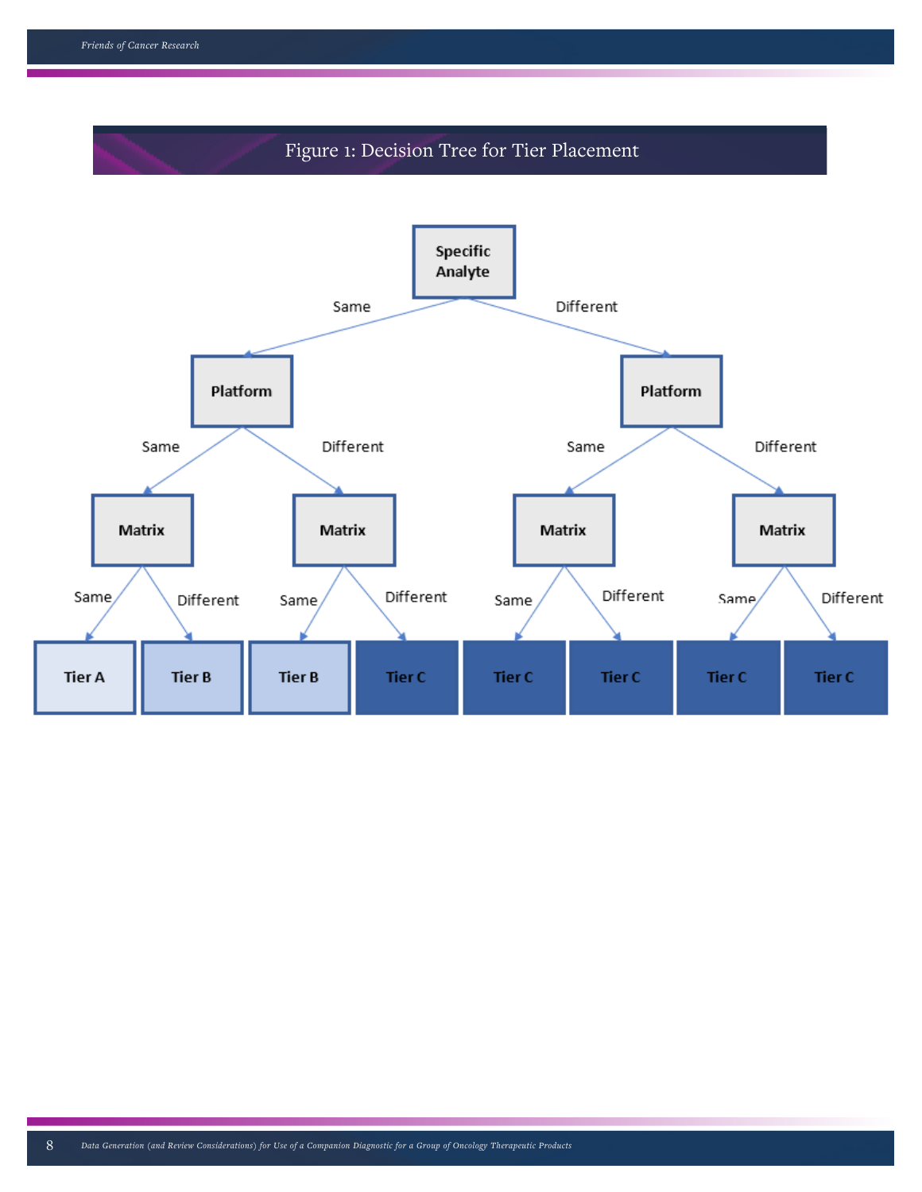## Figure 1: Decision Tree for Tier Placement

| Specific Analyte | Platform | Matrix | Tier |
|---|---|---|---|
| Same | Same | Same | Tier A |
| Same | Same | Different | Tier B |
| Same | Different | Same | Tier B |
| Same | Different | Different | Tier C |
| Different | Same | Same | Tier C |
| Different | Same | Different | Tier C |
| Different | Different | Same | Tier C |
| Different | Different | Different | Tier C |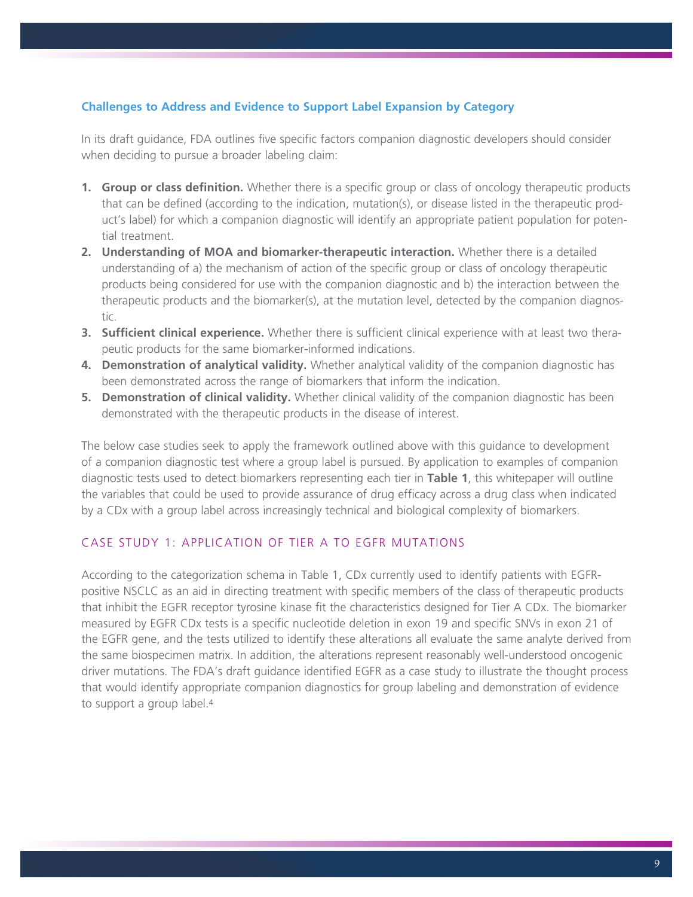### Challenges to Address and Evidence to Support Label Expansion by Category

In its draft guidance, FDA outlines five specific factors companion diagnostic developers should consider when deciding to pursue a broader labeling claim:

1. **Group or class definition.** Whether there is a specific group or class of oncology therapeutic products that can be defined (according to the indication, mutation(s), or disease listed in the therapeutic product's label) for which a companion diagnostic will identify an appropriate patient population for potential treatment.
2. **Understanding of MOA and biomarker-therapeutic interaction.** Whether there is a detailed understanding of a) the mechanism of action of the specific group or class of oncology therapeutic products being considered for use with the companion diagnostic and b) the interaction between the therapeutic products and the biomarker(s), at the mutation level, detected by the companion diagnostic.
3. **Sufficient clinical experience.** Whether there is sufficient clinical experience with at least two therapeutic products for the same biomarker-informed indications.
4. **Demonstration of analytical validity.** Whether analytical validity of the companion diagnostic has been demonstrated across the range of biomarkers that inform the indication.
5. **Demonstration of clinical validity.** Whether clinical validity of the companion diagnostic has been demonstrated with the therapeutic products in the disease of interest.

The below case studies seek to apply the framework outlined above with this guidance to development of a companion diagnostic test where a group label is pursued. By application to examples of companion diagnostic tests used to detect biomarkers representing each tier in **Table 1**, this whitepaper will outline the variables that could be used to provide assurance of drug efficacy across a drug class when indicated by a CDx with a group label across increasingly technical and biological complexity of biomarkers.

### CASE STUDY 1: APPLICATION OF TIER A TO EGFR MUTATIONS

According to the categorization schema in Table 1, CDx currently used to identify patients with EGFR-positive NSCLC as an aid in directing treatment with specific members of the class of therapeutic products that inhibit the EGFR receptor tyrosine kinase fit the characteristics designed for Tier A CDx. The biomarker measured by EGFR CDx tests is a specific nucleotide deletion in exon 19 and specific SNVs in exon 21 of the EGFR gene, and the tests utilized to identify these alterations all evaluate the same analyte derived from the same biospecimen matrix. In addition, the alterations represent reasonably well-understood oncogenic driver mutations. The FDA's draft guidance identified EGFR as a case study to illustrate the thought process that would identify appropriate companion diagnostics for group labeling and demonstration of evidence to support a group label.[4]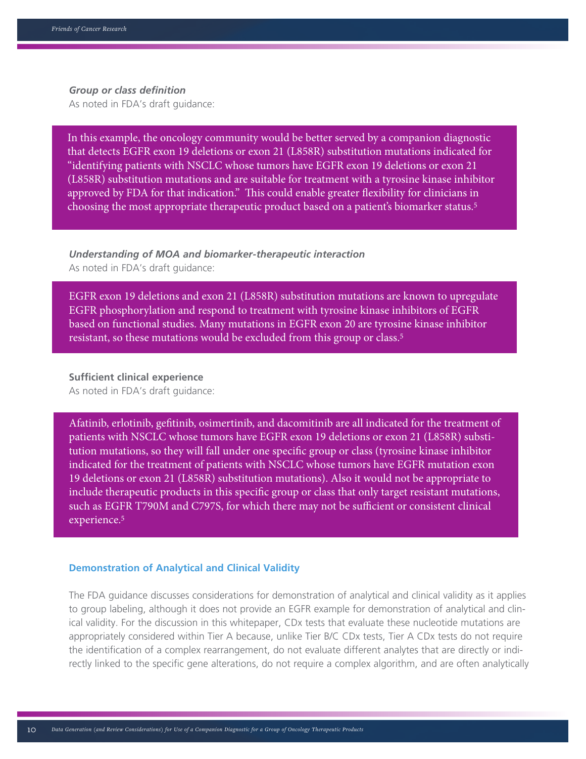***Group or class definition***

As noted in FDA's draft guidance:

> In this example, the oncology community would be better served by a companion diagnostic that detects EGFR exon 19 deletions or exon 21 (L858R) substitution mutations indicated for "identifying patients with NSCLC whose tumors have EGFR exon 19 deletions or exon 21 (L858R) substitution mutations and are suitable for treatment with a tyrosine kinase inhibitor approved by FDA for that indication." This could enable greater flexibility for clinicians in choosing the most appropriate therapeutic product based on a patient's biomarker status.[5]

***Understanding of MOA and biomarker-therapeutic interaction***

As noted in FDA's draft guidance:

> EGFR exon 19 deletions and exon 21 (L858R) substitution mutations are known to upregulate EGFR phosphorylation and respond to treatment with tyrosine kinase inhibitors of EGFR based on functional studies. Many mutations in EGFR exon 20 are tyrosine kinase inhibitor resistant, so these mutations would be excluded from this group or class.[5]

**Sufficient clinical experience**

As noted in FDA's draft guidance:

> Afatinib, erlotinib, gefitinib, osimertinib, and dacomitinib are all indicated for the treatment of patients with NSCLC whose tumors have EGFR exon 19 deletions or exon 21 (L858R) substitution mutations, so they will fall under one specific group or class (tyrosine kinase inhibitor indicated for the treatment of patients with NSCLC whose tumors have EGFR mutation exon 19 deletions or exon 21 (L858R) substitution mutations). Also it would not be appropriate to include therapeutic products in this specific group or class that only target resistant mutations, such as EGFR T790M and C797S, for which there may not be sufficient or consistent clinical experience.[5]

### Demonstration of Analytical and Clinical Validity

The FDA guidance discusses considerations for demonstration of analytical and clinical validity as it applies to group labeling, although it does not provide an EGFR example for demonstration of analytical and clinical validity. For the discussion in this whitepaper, CDx tests that evaluate these nucleotide mutations are appropriately considered within Tier A because, unlike Tier B/C CDx tests, Tier A CDx tests do not require the identification of a complex rearrangement, do not evaluate different analytes that are directly or indirectly linked to the specific gene alterations, do not require a complex algorithm, and are often analytically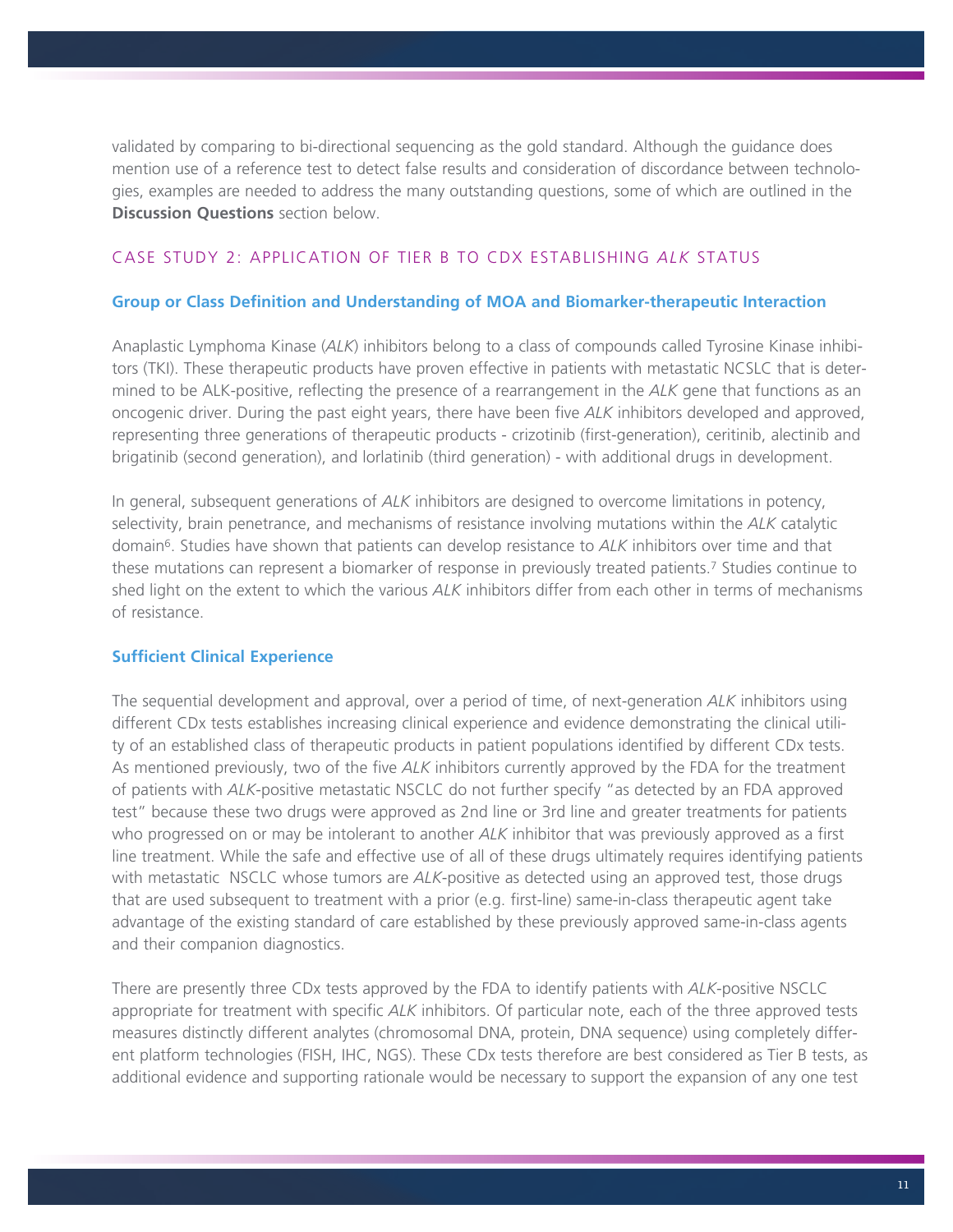validated by comparing to bi-directional sequencing as the gold standard. Although the guidance does mention use of a reference test to detect false results and consideration of discordance between technologies, examples are needed to address the many outstanding questions, some of which are outlined in the **Discussion Questions** section below.

## CASE STUDY 2: APPLICATION OF TIER B TO CDX ESTABLISHING *ALK* STATUS

### Group or Class Definition and Understanding of MOA and Biomarker-therapeutic Interaction

Anaplastic Lymphoma Kinase (*ALK*) inhibitors belong to a class of compounds called Tyrosine Kinase inhibitors (TKI). These therapeutic products have proven effective in patients with metastatic NCSLC that is determined to be ALK-positive, reflecting the presence of a rearrangement in the *ALK* gene that functions as an oncogenic driver. During the past eight years, there have been five *ALK* inhibitors developed and approved, representing three generations of therapeutic products - crizotinib (first-generation), ceritinib, alectinib and brigatinib (second generation), and lorlatinib (third generation) - with additional drugs in development.

In general, subsequent generations of *ALK* inhibitors are designed to overcome limitations in potency, selectivity, brain penetrance, and mechanisms of resistance involving mutations within the *ALK* catalytic domain[6]. Studies have shown that patients can develop resistance to *ALK* inhibitors over time and that these mutations can represent a biomarker of response in previously treated patients.[7] Studies continue to shed light on the extent to which the various *ALK* inhibitors differ from each other in terms of mechanisms of resistance.

### Sufficient Clinical Experience

The sequential development and approval, over a period of time, of next-generation *ALK* inhibitors using different CDx tests establishes increasing clinical experience and evidence demonstrating the clinical utility of an established class of therapeutic products in patient populations identified by different CDx tests. As mentioned previously, two of the five *ALK* inhibitors currently approved by the FDA for the treatment of patients with *ALK*-positive metastatic NSCLC do not further specify "as detected by an FDA approved test" because these two drugs were approved as 2nd line or 3rd line and greater treatments for patients who progressed on or may be intolerant to another *ALK* inhibitor that was previously approved as a first line treatment. While the safe and effective use of all of these drugs ultimately requires identifying patients with metastatic NSCLC whose tumors are *ALK*-positive as detected using an approved test, those drugs that are used subsequent to treatment with a prior (e.g. first-line) same-in-class therapeutic agent take advantage of the existing standard of care established by these previously approved same-in-class agents and their companion diagnostics.

There are presently three CDx tests approved by the FDA to identify patients with *ALK*-positive NSCLC appropriate for treatment with specific *ALK* inhibitors. Of particular note, each of the three approved tests measures distinctly different analytes (chromosomal DNA, protein, DNA sequence) using completely different platform technologies (FISH, IHC, NGS). These CDx tests therefore are best considered as Tier B tests, as additional evidence and supporting rationale would be necessary to support the expansion of any one test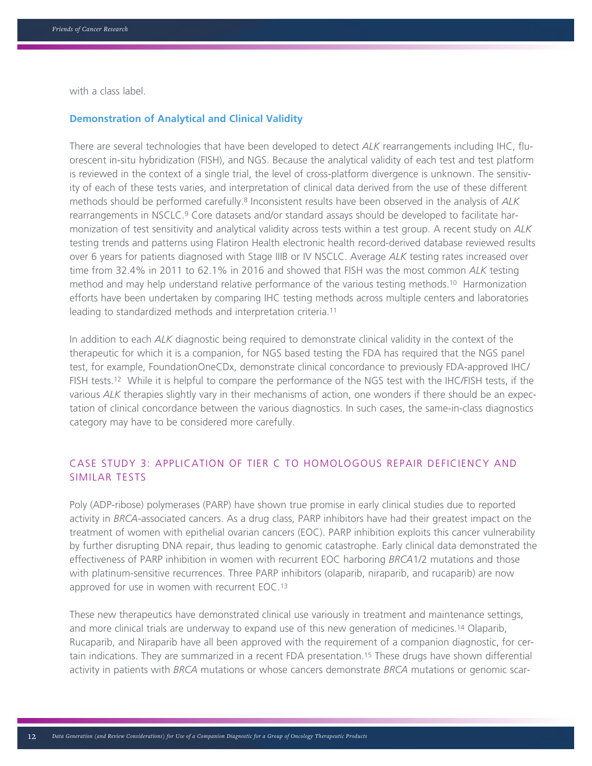with a class label.

### Demonstration of Analytical and Clinical Validity

There are several technologies that have been developed to detect *ALK* rearrangements including IHC, fluorescent in-situ hybridization (FISH), and NGS. Because the analytical validity of each test and test platform is reviewed in the context of a single trial, the level of cross-platform divergence is unknown. The sensitivity of each of these tests varies, and interpretation of clinical data derived from the use of these different methods should be performed carefully.[8] Inconsistent results have been observed in the analysis of *ALK* rearrangements in NSCLC.[9] Core datasets and/or standard assays should be developed to facilitate harmonization of test sensitivity and analytical validity across tests within a test group. A recent study on *ALK* testing trends and patterns using Flatiron Health electronic health record-derived database reviewed results over 6 years for patients diagnosed with Stage IIIB or IV NSCLC. Average *ALK* testing rates increased over time from 32.4% in 2011 to 62.1% in 2016 and showed that FISH was the most common *ALK* testing method and may help understand relative performance of the various testing methods.[10] Harmonization efforts have been undertaken by comparing IHC testing methods across multiple centers and laboratories leading to standardized methods and interpretation criteria.[11]

In addition to each *ALK* diagnostic being required to demonstrate clinical validity in the context of the therapeutic for which it is a companion, for NGS based testing the FDA has required that the NGS panel test, for example, FoundationOneCDx, demonstrate clinical concordance to previously FDA-approved IHC/FISH tests.[12] While it is helpful to compare the performance of the NGS test with the IHC/FISH tests, if the various *ALK* therapies slightly vary in their mechanisms of action, one wonders if there should be an expectation of clinical concordance between the various diagnostics. In such cases, the same-in-class diagnostics category may have to be considered more carefully.

## CASE STUDY 3: APPLICATION OF TIER C TO HOMOLOGOUS REPAIR DEFICIENCY AND SIMILAR TESTS

Poly (ADP-ribose) polymerases (PARP) have shown true promise in early clinical studies due to reported activity in *BRCA*-associated cancers. As a drug class, PARP inhibitors have had their greatest impact on the treatment of women with epithelial ovarian cancers (EOC). PARP inhibition exploits this cancer vulnerability by further disrupting DNA repair, thus leading to genomic catastrophe. Early clinical data demonstrated the effectiveness of PARP inhibition in women with recurrent EOC harboring *BRCA*1/2 mutations and those with platinum-sensitive recurrences. Three PARP inhibitors (olaparib, niraparib, and rucaparib) are now approved for use in women with recurrent EOC.[13]

These new therapeutics have demonstrated clinical use variously in treatment and maintenance settings, and more clinical trials are underway to expand use of this new generation of medicines.[14] Olaparib, Rucaparib, and Niraparib have all been approved with the requirement of a companion diagnostic, for certain indications. They are summarized in a recent FDA presentation.[15] These drugs have shown differential activity in patients with *BRCA* mutations or whose cancers demonstrate *BRCA* mutations or genomic scar-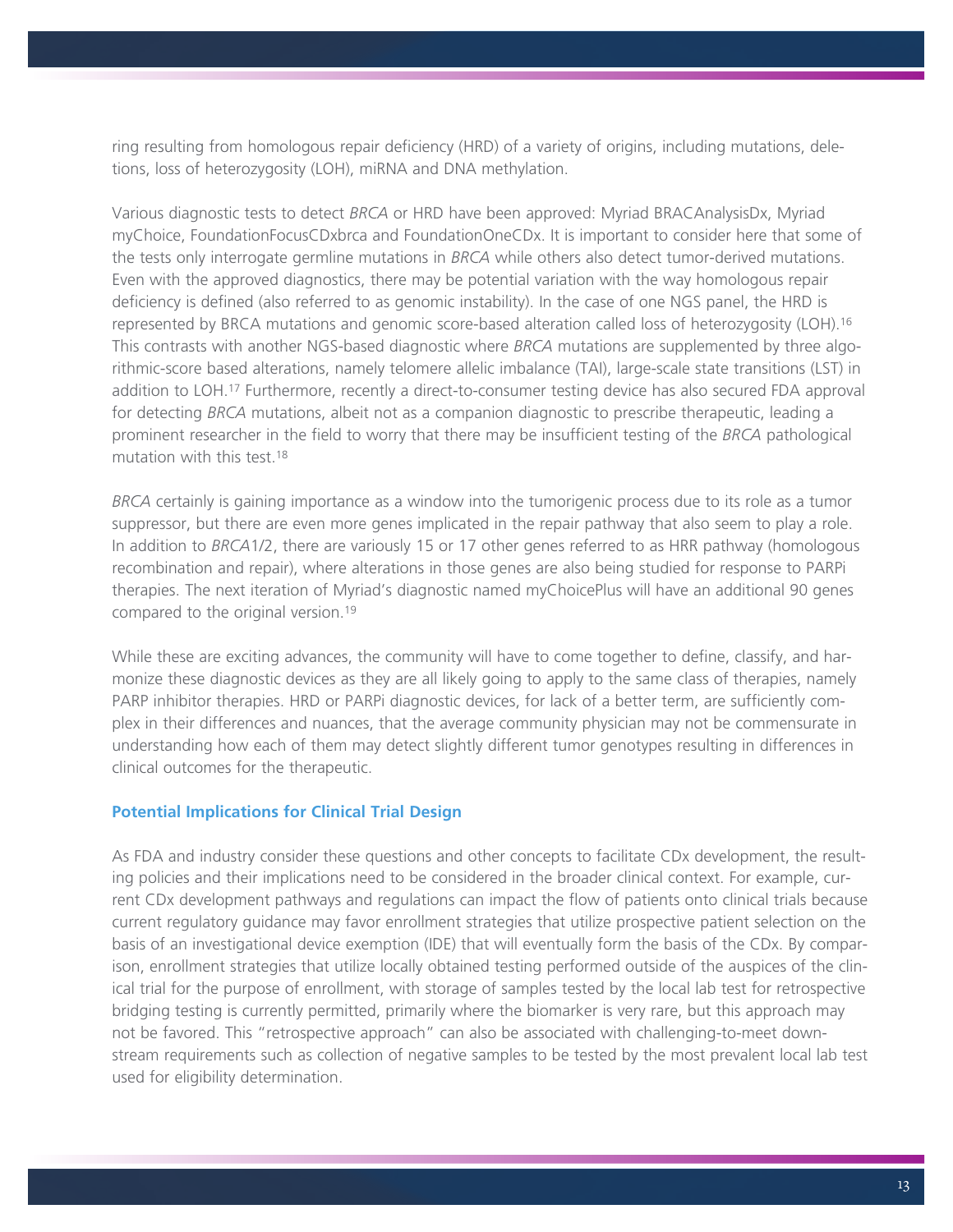ring resulting from homologous repair deficiency (HRD) of a variety of origins, including mutations, deletions, loss of heterozygosity (LOH), miRNA and DNA methylation.

Various diagnostic tests to detect *BRCA* or HRD have been approved: Myriad BRACAnalysisDx, Myriad myChoice, FoundationFocusCDxbrca and FoundationOneCDx. It is important to consider here that some of the tests only interrogate germline mutations in *BRCA* while others also detect tumor-derived mutations. Even with the approved diagnostics, there may be potential variation with the way homologous repair deficiency is defined (also referred to as genomic instability). In the case of one NGS panel, the HRD is represented by BRCA mutations and genomic score-based alteration called loss of heterozygosity (LOH).[16] This contrasts with another NGS-based diagnostic where *BRCA* mutations are supplemented by three algorithmic-score based alterations, namely telomere allelic imbalance (TAI), large-scale state transitions (LST) in addition to LOH.[17] Furthermore, recently a direct-to-consumer testing device has also secured FDA approval for detecting *BRCA* mutations, albeit not as a companion diagnostic to prescribe therapeutic, leading a prominent researcher in the field to worry that there may be insufficient testing of the *BRCA* pathological mutation with this test.[18]

*BRCA* certainly is gaining importance as a window into the tumorigenic process due to its role as a tumor suppressor, but there are even more genes implicated in the repair pathway that also seem to play a role. In addition to *BRCA*1/2, there are variously 15 or 17 other genes referred to as HRR pathway (homologous recombination and repair), where alterations in those genes are also being studied for response to PARPi therapies. The next iteration of Myriad's diagnostic named myChoicePlus will have an additional 90 genes compared to the original version.[19]

While these are exciting advances, the community will have to come together to define, classify, and harmonize these diagnostic devices as they are all likely going to apply to the same class of therapies, namely PARP inhibitor therapies. HRD or PARPi diagnostic devices, for lack of a better term, are sufficiently complex in their differences and nuances, that the average community physician may not be commensurate in understanding how each of them may detect slightly different tumor genotypes resulting in differences in clinical outcomes for the therapeutic.

### Potential Implications for Clinical Trial Design

As FDA and industry consider these questions and other concepts to facilitate CDx development, the resulting policies and their implications need to be considered in the broader clinical context. For example, current CDx development pathways and regulations can impact the flow of patients onto clinical trials because current regulatory guidance may favor enrollment strategies that utilize prospective patient selection on the basis of an investigational device exemption (IDE) that will eventually form the basis of the CDx. By comparison, enrollment strategies that utilize locally obtained testing performed outside of the auspices of the clinical trial for the purpose of enrollment, with storage of samples tested by the local lab test for retrospective bridging testing is currently permitted, primarily where the biomarker is very rare, but this approach may not be favored. This "retrospective approach" can also be associated with challenging-to-meet downstream requirements such as collection of negative samples to be tested by the most prevalent local lab test used for eligibility determination.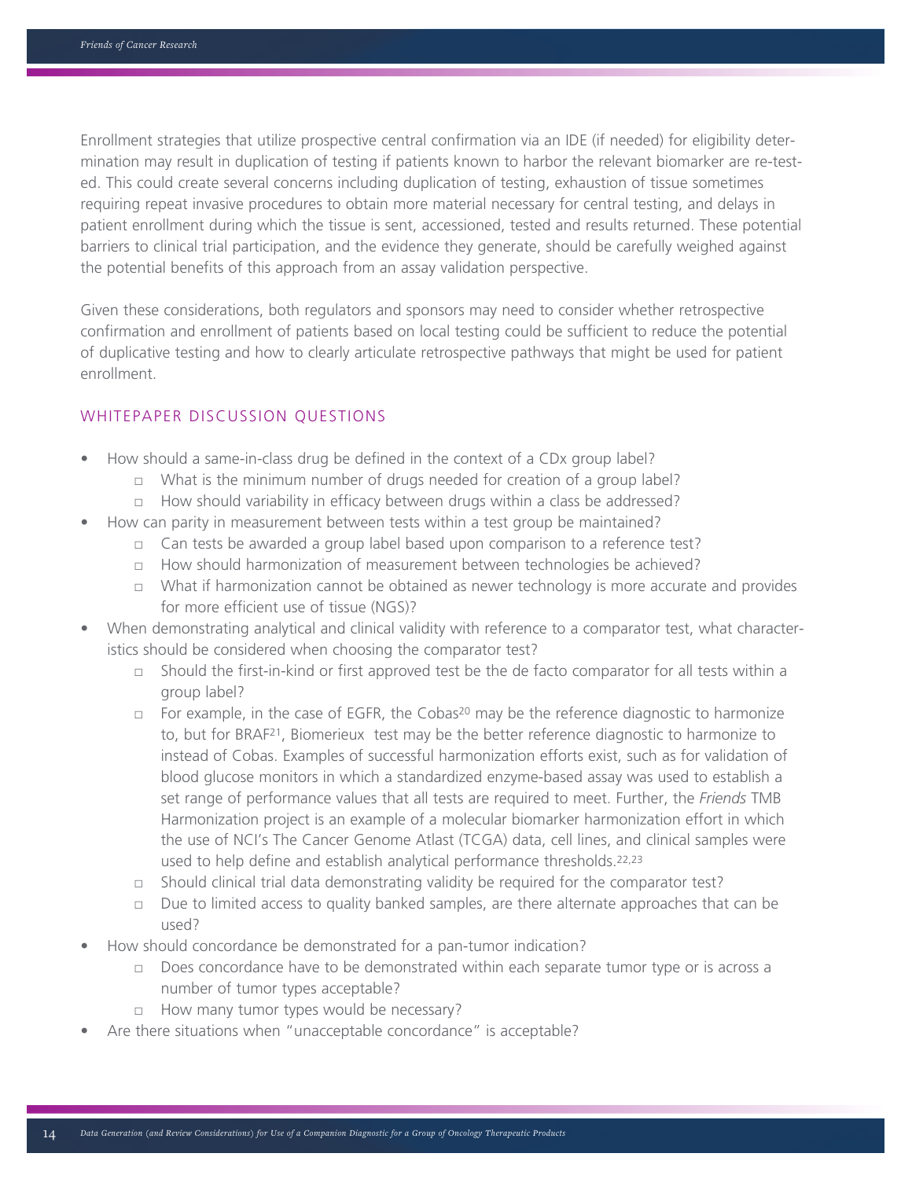Enrollment strategies that utilize prospective central confirmation via an IDE (if needed) for eligibility determination may result in duplication of testing if patients known to harbor the relevant biomarker are re-tested. This could create several concerns including duplication of testing, exhaustion of tissue sometimes requiring repeat invasive procedures to obtain more material necessary for central testing, and delays in patient enrollment during which the tissue is sent, accessioned, tested and results returned. These potential barriers to clinical trial participation, and the evidence they generate, should be carefully weighed against the potential benefits of this approach from an assay validation perspective.

Given these considerations, both regulators and sponsors may need to consider whether retrospective confirmation and enrollment of patients based on local testing could be sufficient to reduce the potential of duplicative testing and how to clearly articulate retrospective pathways that might be used for patient enrollment.

## WHITEPAPER DISCUSSION QUESTIONS

- How should a same-in-class drug be defined in the context of a CDx group label?
  - What is the minimum number of drugs needed for creation of a group label?
  - How should variability in efficacy between drugs within a class be addressed?
- How can parity in measurement between tests within a test group be maintained?
  - Can tests be awarded a group label based upon comparison to a reference test?
  - How should harmonization of measurement between technologies be achieved?
  - What if harmonization cannot be obtained as newer technology is more accurate and provides for more efficient use of tissue (NGS)?
- When demonstrating analytical and clinical validity with reference to a comparator test, what characteristics should be considered when choosing the comparator test?
  - Should the first-in-kind or first approved test be the de facto comparator for all tests within a group label?
  - For example, in the case of EGFR, the Cobas[20] may be the reference diagnostic to harmonize to, but for BRAF[21], Biomerieux test may be the better reference diagnostic to harmonize to instead of Cobas. Examples of successful harmonization efforts exist, such as for validation of blood glucose monitors in which a standardized enzyme-based assay was used to establish a set range of performance values that all tests are required to meet. Further, the *Friends* TMB Harmonization project is an example of a molecular biomarker harmonization effort in which the use of NCI's The Cancer Genome Atlast (TCGA) data, cell lines, and clinical samples were used to help define and establish analytical performance thresholds.[22,23]
  - Should clinical trial data demonstrating validity be required for the comparator test?
  - Due to limited access to quality banked samples, are there alternate approaches that can be used?
- How should concordance be demonstrated for a pan-tumor indication?
  - Does concordance have to be demonstrated within each separate tumor type or is across a number of tumor types acceptable?
  - How many tumor types would be necessary?
- Are there situations when "unacceptable concordance" is acceptable?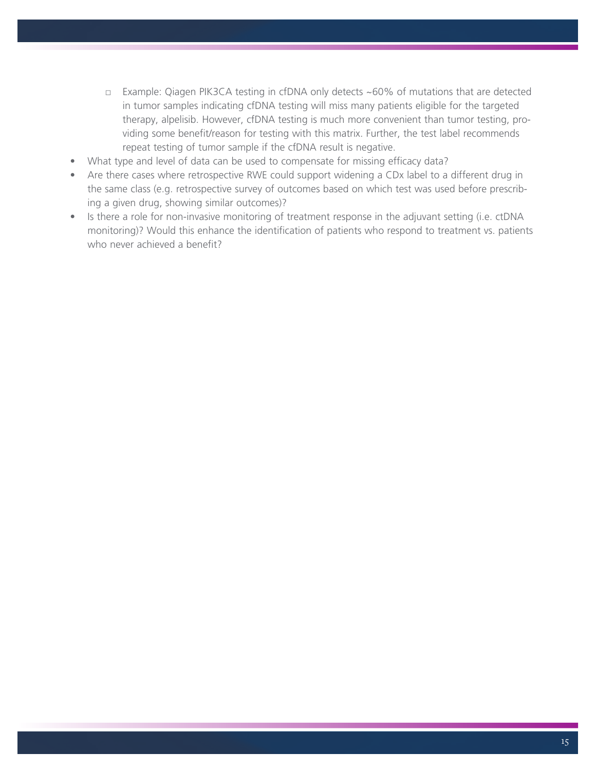- Example: Qiagen PIK3CA testing in cfDNA only detects ~60% of mutations that are detected in tumor samples indicating cfDNA testing will miss many patients eligible for the targeted therapy, alpelisib. However, cfDNA testing is much more convenient than tumor testing, providing some benefit/reason for testing with this matrix. Further, the test label recommends repeat testing of tumor sample if the cfDNA result is negative.
- What type and level of data can be used to compensate for missing efficacy data?
- Are there cases where retrospective RWE could support widening a CDx label to a different drug in the same class (e.g. retrospective survey of outcomes based on which test was used before prescribing a given drug, showing similar outcomes)?
- Is there a role for non-invasive monitoring of treatment response in the adjuvant setting (i.e. ctDNA monitoring)? Would this enhance the identification of patients who respond to treatment vs. patients who never achieved a benefit?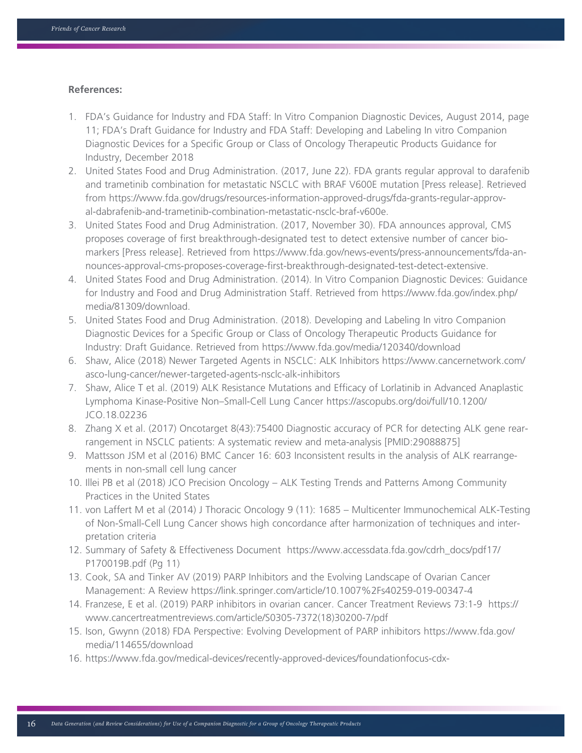**References:**

1. FDA's Guidance for Industry and FDA Staff: In Vitro Companion Diagnostic Devices, August 2014, page 11; FDA's Draft Guidance for Industry and FDA Staff: Developing and Labeling In vitro Companion Diagnostic Devices for a Specific Group or Class of Oncology Therapeutic Products Guidance for Industry, December 2018
2. United States Food and Drug Administration. (2017, June 22). FDA grants regular approval to darafenib and trametinib combination for metastatic NSCLC with BRAF V600E mutation [Press release]. Retrieved from https://www.fda.gov/drugs/resources-information-approved-drugs/fda-grants-regular-approval-dabrafenib-and-trametinib-combination-metastatic-nsclc-braf-v600e.
3. United States Food and Drug Administration. (2017, November 30). FDA announces approval, CMS proposes coverage of first breakthrough-designated test to detect extensive number of cancer biomarkers [Press release]. Retrieved from https://www.fda.gov/news-events/press-announcements/fda-announces-approval-cms-proposes-coverage-first-breakthrough-designated-test-detect-extensive.
4. United States Food and Drug Administration. (2014). In Vitro Companion Diagnostic Devices: Guidance for Industry and Food and Drug Administration Staff. Retrieved from https://www.fda.gov/index.php/media/81309/download.
5. United States Food and Drug Administration. (2018). Developing and Labeling In vitro Companion Diagnostic Devices for a Specific Group or Class of Oncology Therapeutic Products Guidance for Industry: Draft Guidance. Retrieved from https://www.fda.gov/media/120340/download
6. Shaw, Alice (2018) Newer Targeted Agents in NSCLC: ALK Inhibitors https://www.cancernetwork.com/asco-lung-cancer/newer-targeted-agents-nsclc-alk-inhibitors
7. Shaw, Alice T et al. (2019) ALK Resistance Mutations and Efficacy of Lorlatinib in Advanced Anaplastic Lymphoma Kinase-Positive Non–Small-Cell Lung Cancer https://ascopubs.org/doi/full/10.1200/JCO.18.02236
8. Zhang X et al. (2017) Oncotarget 8(43):75400 Diagnostic accuracy of PCR for detecting ALK gene rearrangement in NSCLC patients: A systematic review and meta-analysis [PMID:29088875]
9. Mattsson JSM et al (2016) BMC Cancer 16: 603 Inconsistent results in the analysis of ALK rearrangements in non-small cell lung cancer
10. Illei PB et al (2018) JCO Precision Oncology – ALK Testing Trends and Patterns Among Community Practices in the United States
11. von Laffert M et al (2014) J Thoracic Oncology 9 (11): 1685 – Multicenter Immunochemical ALK-Testing of Non-Small-Cell Lung Cancer shows high concordance after harmonization of techniques and interpretation criteria
12. Summary of Safety & Effectiveness Document https://www.accessdata.fda.gov/cdrh_docs/pdf17/P170019B.pdf (Pg 11)
13. Cook, SA and Tinker AV (2019) PARP Inhibitors and the Evolving Landscape of Ovarian Cancer Management: A Review https://link.springer.com/article/10.1007%2Fs40259-019-00347-4
14. Franzese, E et al. (2019) PARP inhibitors in ovarian cancer. Cancer Treatment Reviews 73:1-9 https://www.cancertreatmentreviews.com/article/S0305-7372(18)30200-7/pdf
15. Ison, Gwynn (2018) FDA Perspective: Evolving Development of PARP inhibitors https://www.fda.gov/media/114655/download
16. https://www.fda.gov/medical-devices/recently-approved-devices/foundationfocus-cdx-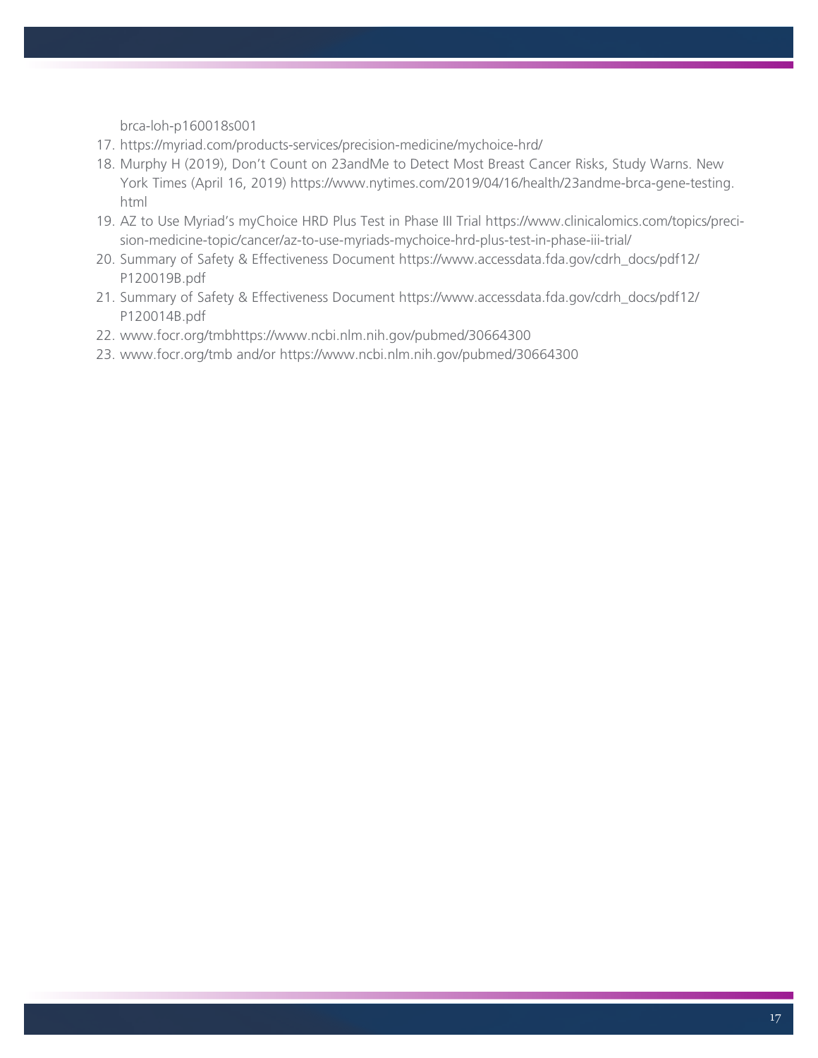brca-loh-p160018s001

17. https://myriad.com/products-services/precision-medicine/mychoice-hrd/
18. Murphy H (2019), Don't Count on 23andMe to Detect Most Breast Cancer Risks, Study Warns. New York Times (April 16, 2019) https://www.nytimes.com/2019/04/16/health/23andme-brca-gene-testing.html
19. AZ to Use Myriad's myChoice HRD Plus Test in Phase III Trial https://www.clinicalomics.com/topics/precision-medicine-topic/cancer/az-to-use-myriads-mychoice-hrd-plus-test-in-phase-iii-trial/
20. Summary of Safety & Effectiveness Document https://www.accessdata.fda.gov/cdrh_docs/pdf12/P120019B.pdf
21. Summary of Safety & Effectiveness Document https://www.accessdata.fda.gov/cdrh_docs/pdf12/P120014B.pdf
22. www.focr.org/tmbhttps://www.ncbi.nlm.nih.gov/pubmed/30664300
23. www.focr.org/tmb and/or https://www.ncbi.nlm.nih.gov/pubmed/30664300